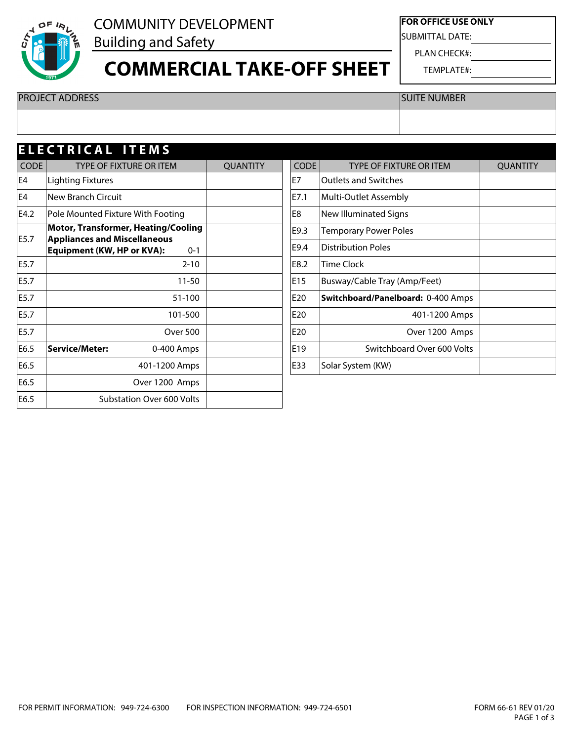COMMUNITY DEVELOPMENT
Building and Safety

# COMMERCIAL TAKE-OFF SHEET

| FOR OFFICE USE ONLY | |
|---|---|
| SUBMITTAL DATE: | |
| PLAN CHECK#: | |
| TEMPLATE#: | |

| PROJECT ADDRESS | SUITE NUMBER |
|---|---|
| | |

## ELECTRICAL ITEMS

| CODE | TYPE OF FIXTURE OR ITEM | QUANTITY |
|---|---|---|
| E4 | Lighting Fixtures | |
| E4 | New Branch Circuit | |
| E4.2 | Pole Mounted Fixture With Footing | |
| E5.7 | **Motor, Transformer, Heating/Cooling Appliances and Miscellaneous Equipment (KW, HP or KVA):** 0-1 | |
| E5.7 | 2-10 | |
| E5.7 | 11-50 | |
| E5.7 | 51-100 | |
| E5.7 | 101-500 | |
| E5.7 | Over 500 | |
| E6.5 | **Service/Meter:** 0-400 Amps | |
| E6.5 | 401-1200 Amps | |
| E6.5 | Over 1200 Amps | |
| E6.5 | Substation Over 600 Volts | |

| CODE | TYPE OF FIXTURE OR ITEM | QUANTITY |
|---|---|---|
| E7 | Outlets and Switches | |
| E7.1 | Multi-Outlet Assembly | |
| E8 | New Illuminated Signs | |
| E9.3 | Temporary Power Poles | |
| E9.4 | Distribution Poles | |
| E8.2 | Time Clock | |
| E15 | Busway/Cable Tray (Amp/Feet) | |
| E20 | **Switchboard/Panelboard:** 0-400 Amps | |
| E20 | 401-1200 Amps | |
| E20 | Over 1200 Amps | |
| E19 | Switchboard Over 600 Volts | |
| E33 | Solar System (KW) | |

FOR PERMIT INFORMATION: 949-724-6300 FOR INSPECTION INFORMATION: 949-724-6501

FORM 66-61 REV 01/20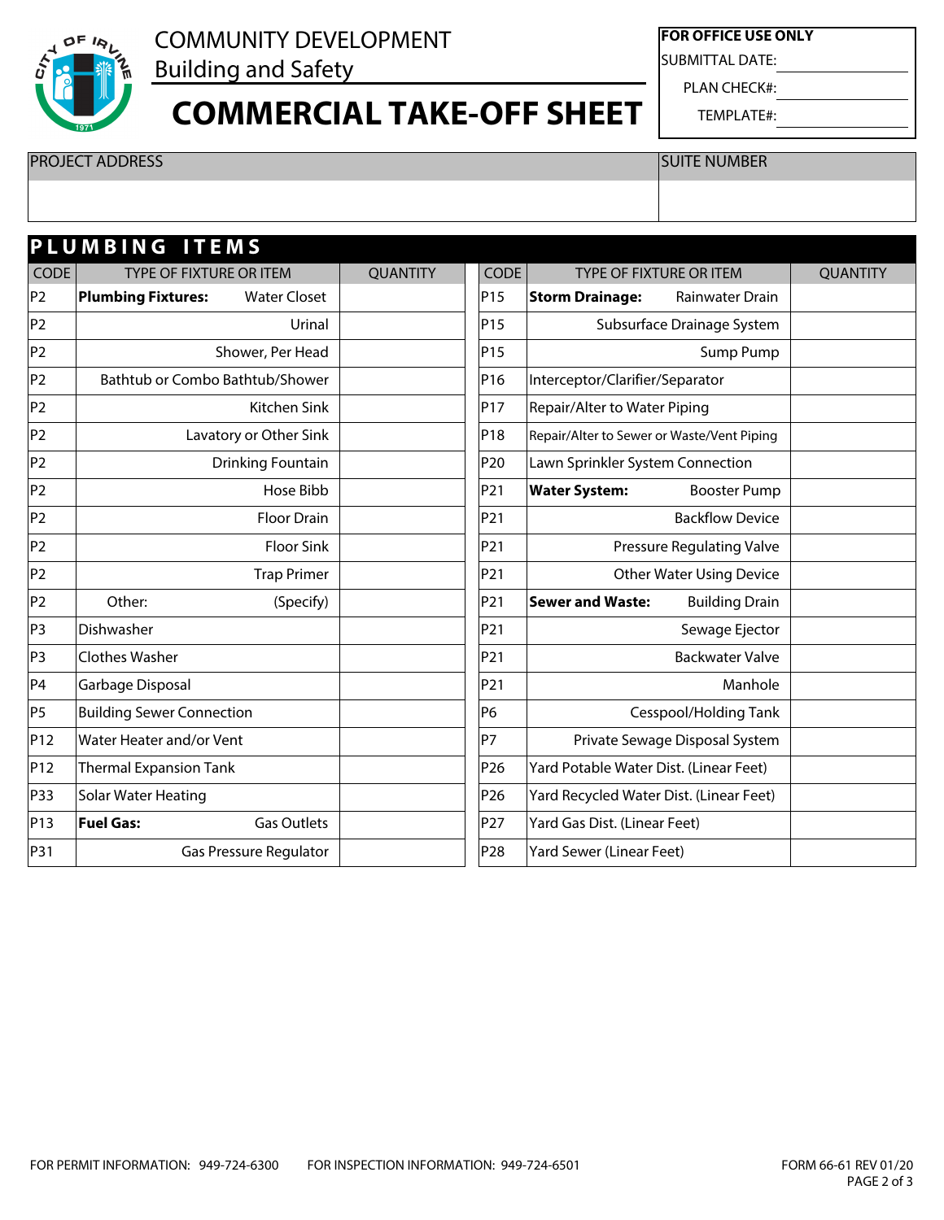COMMUNITY DEVELOPMENT
Building and Safety

# COMMERCIAL TAKE-OFF SHEET

| FOR OFFICE USE ONLY | |
|---|---|
| SUBMITTAL DATE: | |
| PLAN CHECK#: | |
| TEMPLATE#: | |

| PROJECT ADDRESS | SUITE NUMBER |
|---|---|
| | |

## PLUMBING ITEMS

| CODE | TYPE OF FIXTURE OR ITEM | QUANTITY | CODE | TYPE OF FIXTURE OR ITEM | QUANTITY |
|---|---|---|---|---|---|
| P2 | **Plumbing Fixtures:** Water Closet | | P15 | **Storm Drainage:** Rainwater Drain | |
| P2 | Urinal | | P15 | Subsurface Drainage System | |
| P2 | Shower, Per Head | | P15 | Sump Pump | |
| P2 | Bathtub or Combo Bathtub/Shower | | P16 | Interceptor/Clarifier/Separator | |
| P2 | Kitchen Sink | | P17 | Repair/Alter to Water Piping | |
| P2 | Lavatory or Other Sink | | P18 | Repair/Alter to Sewer or Waste/Vent Piping | |
| P2 | Drinking Fountain | | P20 | Lawn Sprinkler System Connection | |
| P2 | Hose Bibb | | P21 | **Water System:** Booster Pump | |
| P2 | Floor Drain | | P21 | Backflow Device | |
| P2 | Floor Sink | | P21 | Pressure Regulating Valve | |
| P2 | Trap Primer | | P21 | Other Water Using Device | |
| P2 | Other: (Specify) | | P21 | **Sewer and Waste:** Building Drain | |
| P3 | Dishwasher | | P21 | Sewage Ejector | |
| P3 | Clothes Washer | | P21 | Backwater Valve | |
| P4 | Garbage Disposal | | P21 | Manhole | |
| P5 | Building Sewer Connection | | P6 | Cesspool/Holding Tank | |
| P12 | Water Heater and/or Vent | | P7 | Private Sewage Disposal System | |
| P12 | Thermal Expansion Tank | | P26 | Yard Potable Water Dist. (Linear Feet) | |
| P33 | Solar Water Heating | | P26 | Yard Recycled Water Dist. (Linear Feet) | |
| P13 | **Fuel Gas:** Gas Outlets | | P27 | Yard Gas Dist. (Linear Feet) | |
| P31 | Gas Pressure Regulator | | P28 | Yard Sewer (Linear Feet) | |

FOR PERMIT INFORMATION: 949-724-6300 FOR INSPECTION INFORMATION: 949-724-6501

FORM 66-61 REV 01/20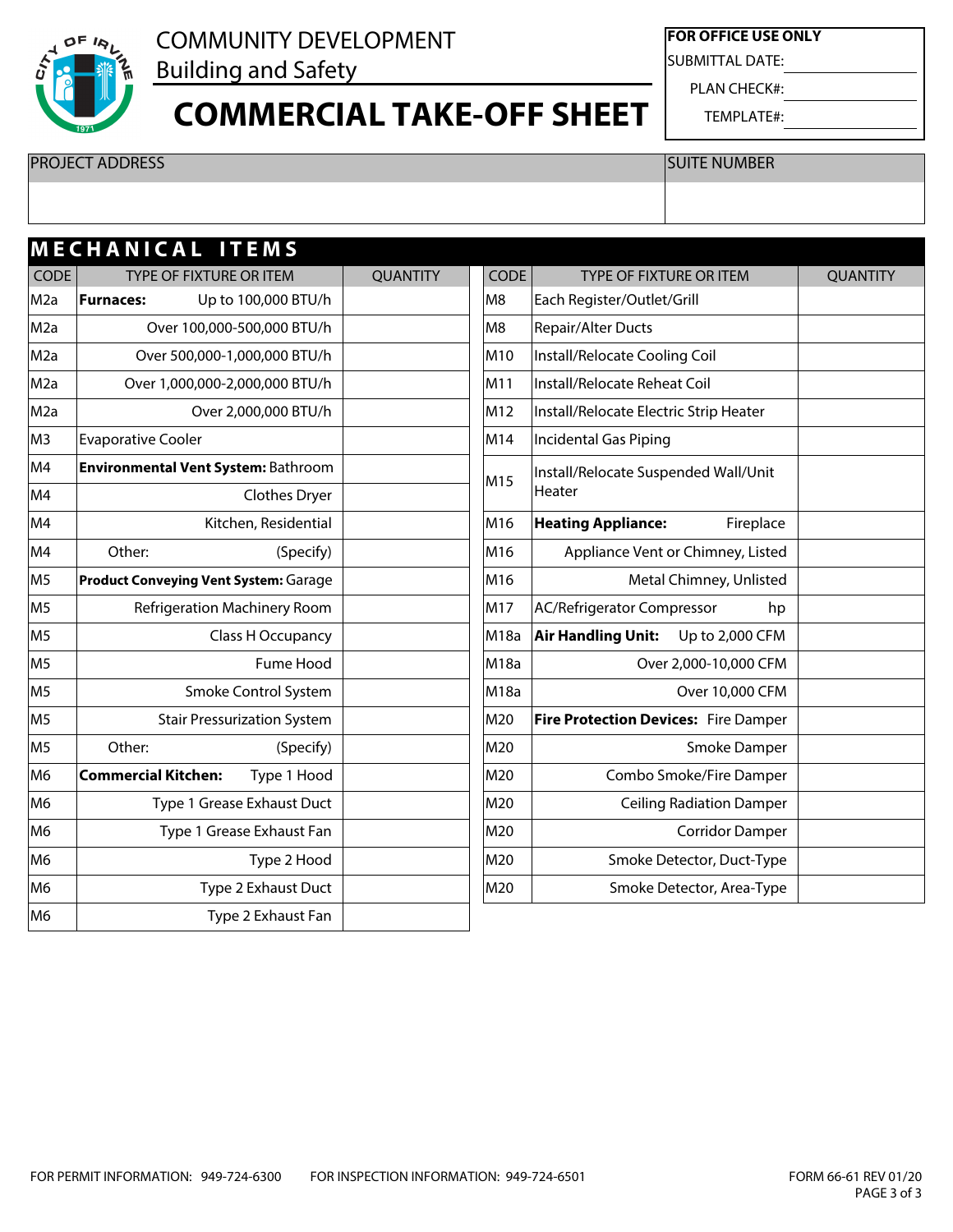# COMMUNITY DEVELOPMENT
## Building and Safety

# COMMERCIAL TAKE-OFF SHEET

| FOR OFFICE USE ONLY | |
|---|---|
| SUBMITTAL DATE: | |
| PLAN CHECK#: | |
| TEMPLATE#: | |

| PROJECT ADDRESS | SUITE NUMBER |
|---|---|
| | |

## MECHANICAL ITEMS

| CODE | TYPE OF FIXTURE OR ITEM | QUANTITY |
|---|---|---|
| M2a | **Furnaces:** Up to 100,000 BTU/h | |
| M2a | Over 100,000-500,000 BTU/h | |
| M2a | Over 500,000-1,000,000 BTU/h | |
| M2a | Over 1,000,000-2,000,000 BTU/h | |
| M2a | Over 2,000,000 BTU/h | |
| M3 | Evaporative Cooler | |
| M4 | **Environmental Vent System:** Bathroom | |
| M4 | Clothes Dryer | |
| M4 | Kitchen, Residential | |
| M4 | Other: (Specify) | |
| M5 | **Product Conveying Vent System:** Garage | |
| M5 | Refrigeration Machinery Room | |
| M5 | Class H Occupancy | |
| M5 | Fume Hood | |
| M5 | Smoke Control System | |
| M5 | Stair Pressurization System | |
| M5 | Other: (Specify) | |
| M6 | **Commercial Kitchen:** Type 1 Hood | |
| M6 | Type 1 Grease Exhaust Duct | |
| M6 | Type 1 Grease Exhaust Fan | |
| M6 | Type 2 Hood | |
| M6 | Type 2 Exhaust Duct | |
| M6 | Type 2 Exhaust Fan | |

| CODE | TYPE OF FIXTURE OR ITEM | QUANTITY |
|---|---|---|
| M8 | Each Register/Outlet/Grill | |
| M8 | Repair/Alter Ducts | |
| M10 | Install/Relocate Cooling Coil | |
| M11 | Install/Relocate Reheat Coil | |
| M12 | Install/Relocate Electric Strip Heater | |
| M14 | Incidental Gas Piping | |
| M15 | Install/Relocate Suspended Wall/Unit Heater | |
| M16 | **Heating Appliance:** Fireplace | |
| M16 | Appliance Vent or Chimney, Listed | |
| M16 | Metal Chimney, Unlisted | |
| M17 | AC/Refrigerator Compressor hp | |
| M18a | **Air Handling Unit:** Up to 2,000 CFM | |
| M18a | Over 2,000-10,000 CFM | |
| M18a | Over 10,000 CFM | |
| M20 | **Fire Protection Devices:** Fire Damper | |
| M20 | Smoke Damper | |
| M20 | Combo Smoke/Fire Damper | |
| M20 | Ceiling Radiation Damper | |
| M20 | Corridor Damper | |
| M20 | Smoke Detector, Duct-Type | |
| M20 | Smoke Detector, Area-Type | |

FOR PERMIT INFORMATION: 949-724-6300 FOR INSPECTION INFORMATION: 949-724-6501

FORM 66-61 REV 01/20